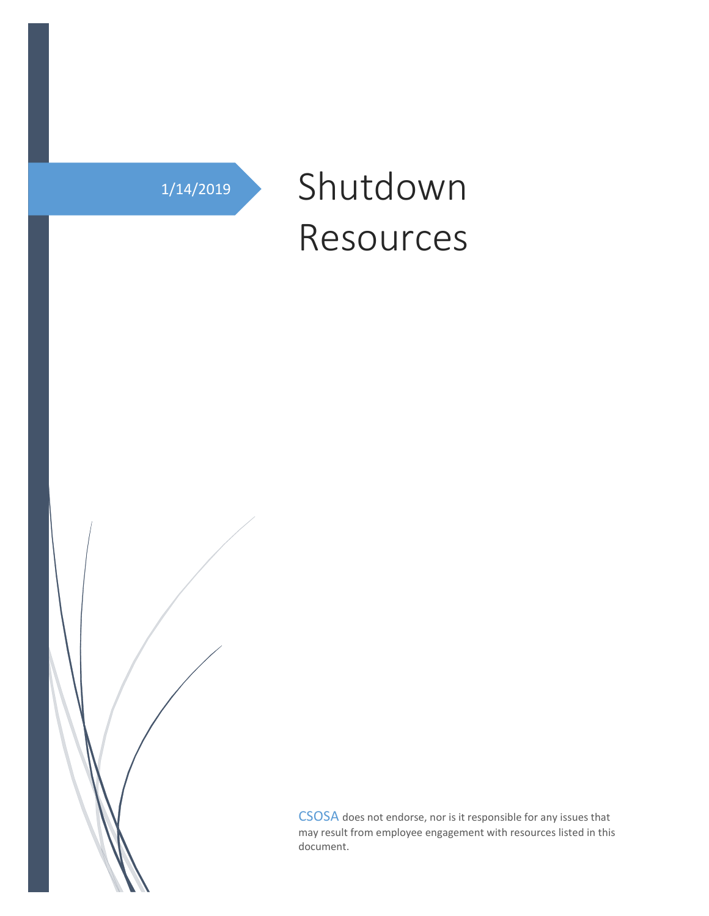1/14/2019

# Shutdown Resources

CSOSA does not endorse, nor is it responsible for any issues that may result from employee engagement with resources listed in this document.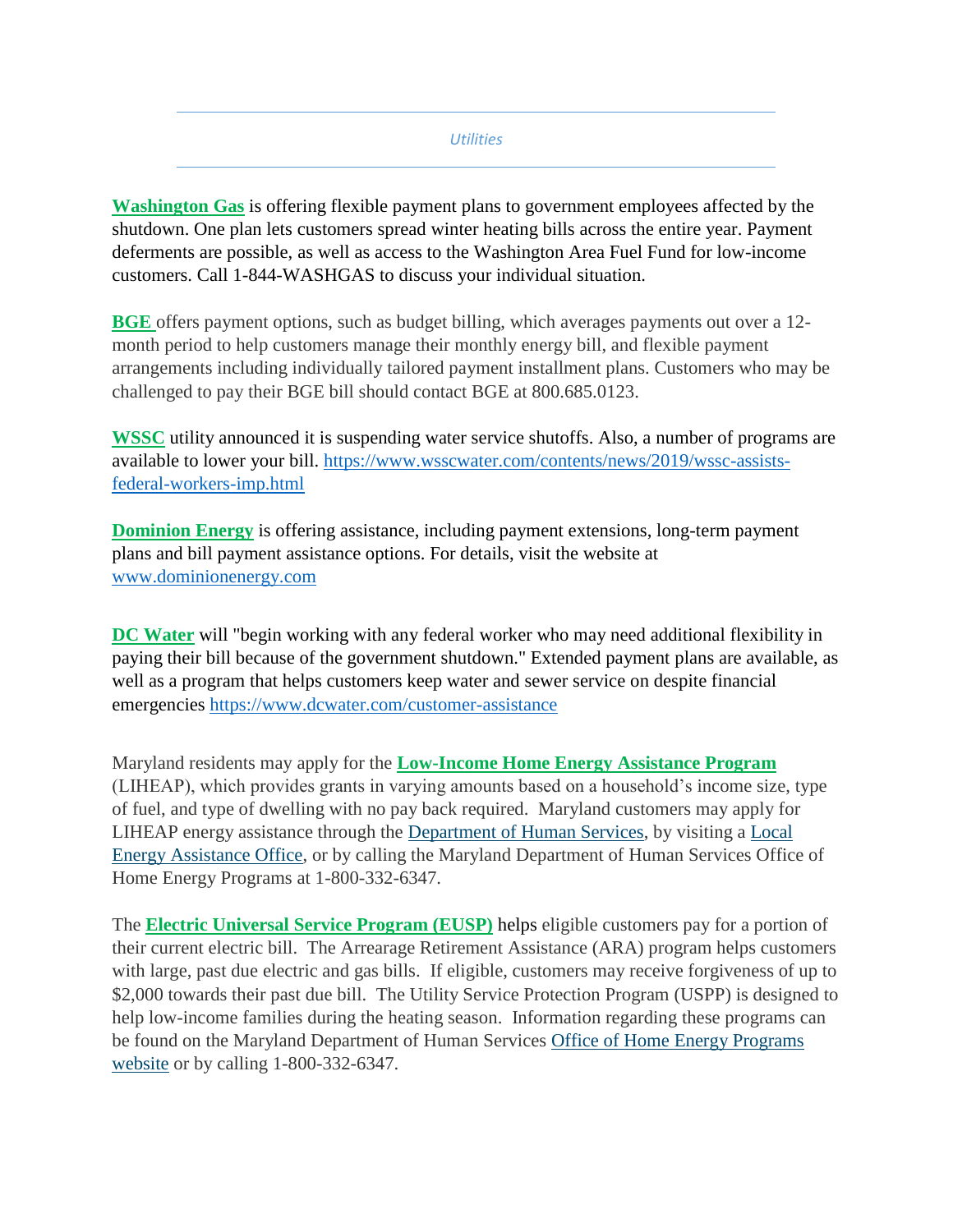*Utilities*

**Washington Gas** is offering flexible payment plans to government employees affected by the shutdown. One plan lets customers spread winter heating bills across the entire year. Payment deferments are possible, as well as access to the Washington Area Fuel Fund for low-income customers. Call 1-844-WASHGAS to discuss your individual situation.

**BGE** offers payment options, such as budget billing, which averages payments out over a 12-month period to help customers manage their monthly energy bill, and flexible payment arrangements including individually tailored payment installment plans. Customers who may be challenged to pay their BGE bill should contact BGE at 800.685.0123.

**WSSC** utility announced it is suspending water service shutoffs. Also, a number of programs are available to lower your bill. https://www.wsscwater.com/contents/news/2019/wssc-assists-federal-workers-imp.html

**Dominion Energy** is offering assistance, including payment extensions, long-term payment plans and bill payment assistance options. For details, visit the website at www.dominionenergy.com

**DC Water** will "begin working with any federal worker who may need additional flexibility in paying their bill because of the government shutdown." Extended payment plans are available, as well as a program that helps customers keep water and sewer service on despite financial emergencies https://www.dcwater.com/customer-assistance

Maryland residents may apply for the **Low-Income Home Energy Assistance Program** (LIHEAP), which provides grants in varying amounts based on a household's income size, type of fuel, and type of dwelling with no pay back required. Maryland customers may apply for LIHEAP energy assistance through the Department of Human Services, by visiting a Local Energy Assistance Office, or by calling the Maryland Department of Human Services Office of Home Energy Programs at 1-800-332-6347.

The **Electric Universal Service Program (EUSP)** helps eligible customers pay for a portion of their current electric bill. The Arrearage Retirement Assistance (ARA) program helps customers with large, past due electric and gas bills. If eligible, customers may receive forgiveness of up to $2,000 towards their past due bill. The Utility Service Protection Program (USPP) is designed to help low-income families during the heating season. Information regarding these programs can be found on the Maryland Department of Human Services Office of Home Energy Programs website or by calling 1-800-332-6347.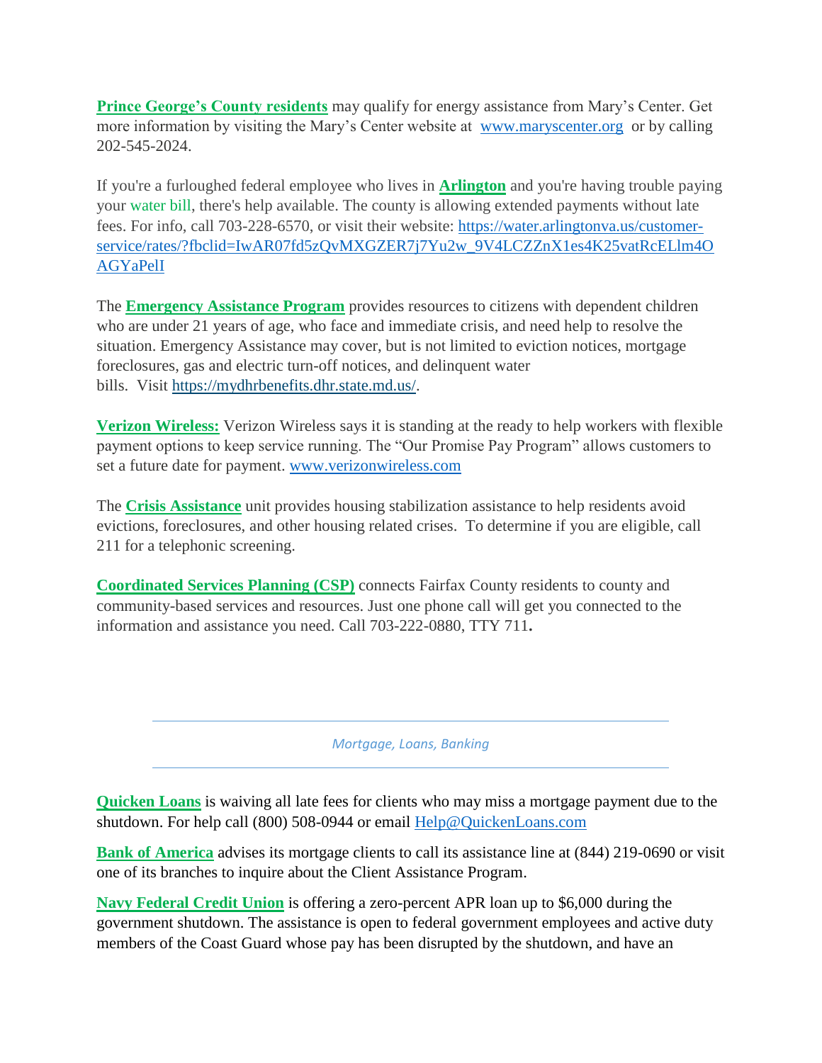**Prince George's County residents** may qualify for energy assistance from Mary's Center. Get more information by visiting the Mary's Center website at www.maryscenter.org or by calling 202-545-2024.

If you're a furloughed federal employee who lives in **Arlington** and you're having trouble paying your water bill, there's help available. The county is allowing extended payments without late fees. For info, call 703-228-6570, or visit their website: https://water.arlingtonva.us/customer-service/rates/?fbclid=IwAR07fd5zQvMXGZER7j7Yu2w_9V4LCZZnX1es4K25vatRcELlm4OAGYaPelI

The **Emergency Assistance Program** provides resources to citizens with dependent children who are under 21 years of age, who face and immediate crisis, and need help to resolve the situation. Emergency Assistance may cover, but is not limited to eviction notices, mortgage foreclosures, gas and electric turn-off notices, and delinquent water bills. Visit https://mydhrbenefits.dhr.state.md.us/.

**Verizon Wireless:** Verizon Wireless says it is standing at the ready to help workers with flexible payment options to keep service running. The "Our Promise Pay Program" allows customers to set a future date for payment. www.verizonwireless.com

The **Crisis Assistance** unit provides housing stabilization assistance to help residents avoid evictions, foreclosures, and other housing related crises. To determine if you are eligible, call 211 for a telephonic screening.

**Coordinated Services Planning (CSP)** connects Fairfax County residents to county and community-based services and resources. Just one phone call will get you connected to the information and assistance you need. Call 703-222-0880, TTY 711**.**

---

*Mortgage, Loans, Banking*

---

**Quicken Loans** is waiving all late fees for clients who may miss a mortgage payment due to the shutdown. For help call (800) 508-0944 or email Help@QuickenLoans.com

**Bank of America** advises its mortgage clients to call its assistance line at (844) 219-0690 or visit one of its branches to inquire about the Client Assistance Program.

**Navy Federal Credit Union** is offering a zero-percent APR loan up to $6,000 during the government shutdown. The assistance is open to federal government employees and active duty members of the Coast Guard whose pay has been disrupted by the shutdown, and have an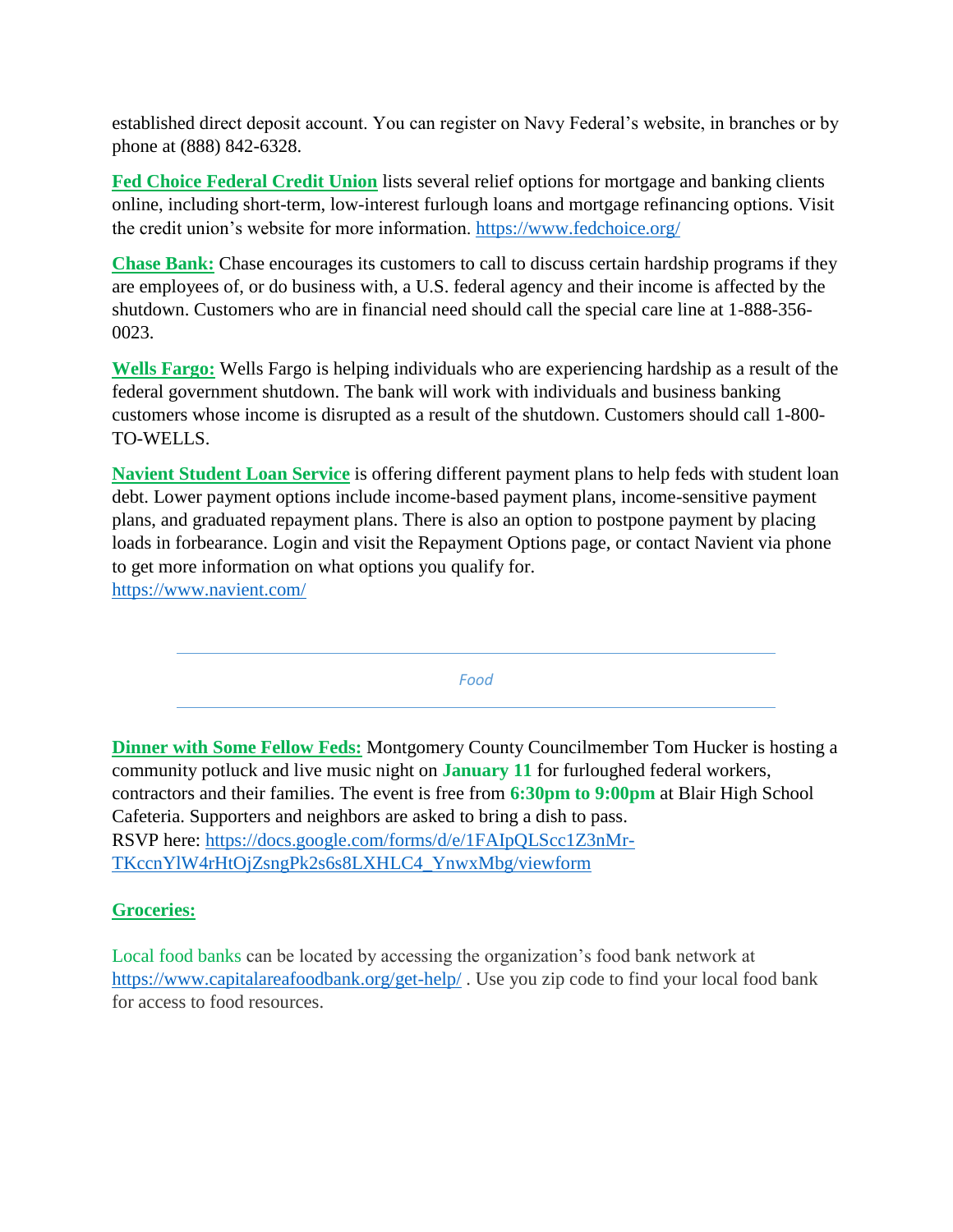established direct deposit account. You can register on Navy Federal's website, in branches or by phone at (888) 842-6328.

**Fed Choice Federal Credit Union** lists several relief options for mortgage and banking clients online, including short-term, low-interest furlough loans and mortgage refinancing options. Visit the credit union's website for more information. https://www.fedchoice.org/

**Chase Bank:** Chase encourages its customers to call to discuss certain hardship programs if they are employees of, or do business with, a U.S. federal agency and their income is affected by the shutdown. Customers who are in financial need should call the special care line at 1-888-356-0023.

**Wells Fargo:** Wells Fargo is helping individuals who are experiencing hardship as a result of the federal government shutdown. The bank will work with individuals and business banking customers whose income is disrupted as a result of the shutdown. Customers should call 1-800-TO-WELLS.

**Navient Student Loan Service** is offering different payment plans to help feds with student loan debt. Lower payment options include income-based payment plans, income-sensitive payment plans, and graduated repayment plans. There is also an option to postpone payment by placing loads in forbearance. Login and visit the Repayment Options page, or contact Navient via phone to get more information on what options you qualify for.
https://www.navient.com/

---

*Food*

---

**Dinner with Some Fellow Feds:** Montgomery County Councilmember Tom Hucker is hosting a community potluck and live music night on **January 11** for furloughed federal workers, contractors and their families. The event is free from **6:30pm to 9:00pm** at Blair High School Cafeteria. Supporters and neighbors are asked to bring a dish to pass.
RSVP here: https://docs.google.com/forms/d/e/1FAIpQLScc1Z3nMr-TKccnYlW4rHtOjZsngPk2s6s8LXHLC4_YnwxMbg/viewform

**Groceries:**

Local food banks can be located by accessing the organization's food bank network at https://www.capitalareafoodbank.org/get-help/ . Use you zip code to find your local food bank for access to food resources.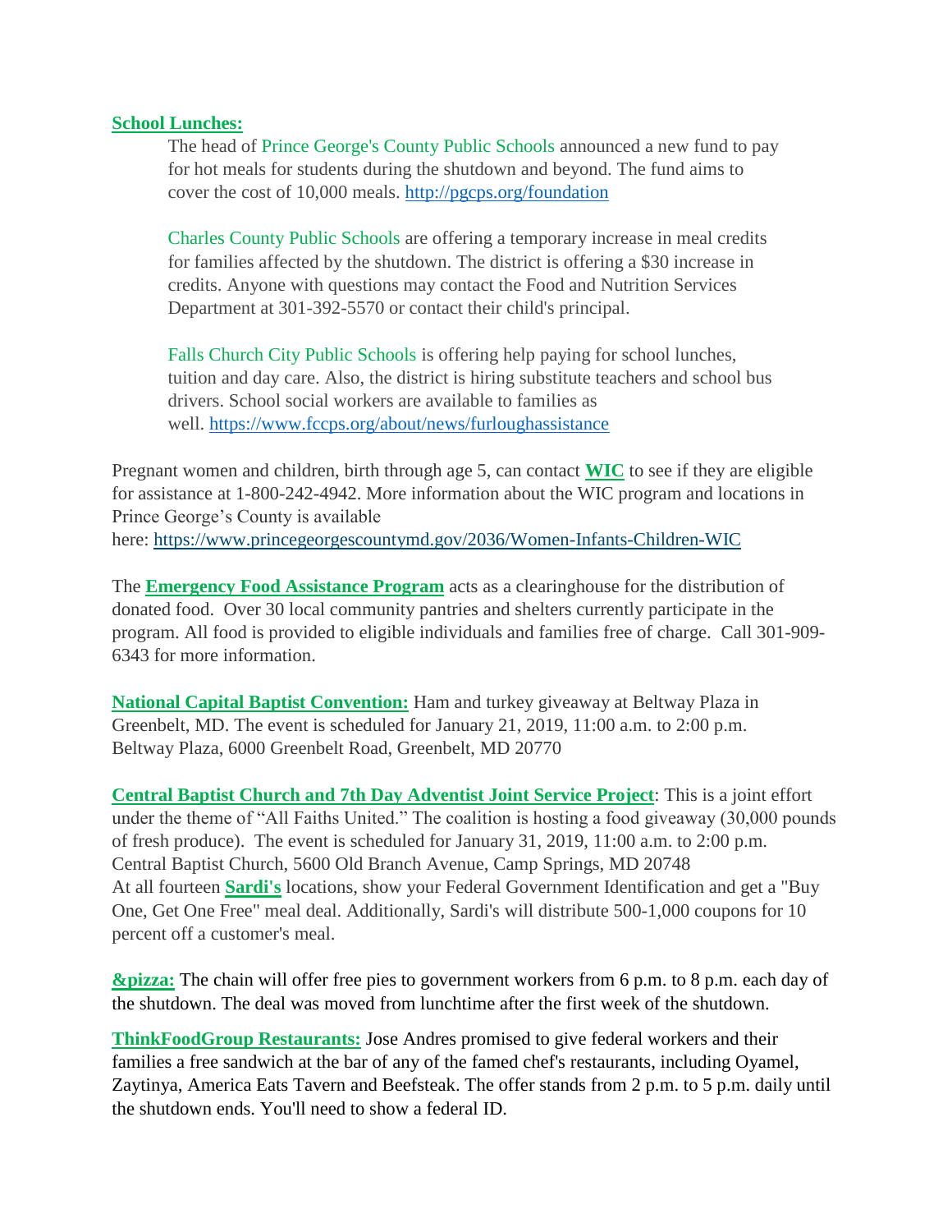**School Lunches:**

> The head of Prince George's County Public Schools announced a new fund to pay for hot meals for students during the shutdown and beyond. The fund aims to cover the cost of 10,000 meals. http://pgcps.org/foundation
>
> Charles County Public Schools are offering a temporary increase in meal credits for families affected by the shutdown. The district is offering a $30 increase in credits. Anyone with questions may contact the Food and Nutrition Services Department at 301-392-5570 or contact their child's principal.
>
> Falls Church City Public Schools is offering help paying for school lunches, tuition and day care. Also, the district is hiring substitute teachers and school bus drivers. School social workers are available to families as well. https://www.fccps.org/about/news/furloughassistance

Pregnant women and children, birth through age 5, can contact **WIC** to see if they are eligible for assistance at 1-800-242-4942. More information about the WIC program and locations in Prince George's County is available here: https://www.princegeorgescountymd.gov/2036/Women-Infants-Children-WIC

The **Emergency Food Assistance Program** acts as a clearinghouse for the distribution of donated food. Over 30 local community pantries and shelters currently participate in the program. All food is provided to eligible individuals and families free of charge. Call 301-909-6343 for more information.

**National Capital Baptist Convention:** Ham and turkey giveaway at Beltway Plaza in Greenbelt, MD. The event is scheduled for January 21, 2019, 11:00 a.m. to 2:00 p.m. Beltway Plaza, 6000 Greenbelt Road, Greenbelt, MD 20770

**Central Baptist Church and 7th Day Adventist Joint Service Project**: This is a joint effort under the theme of "All Faiths United." The coalition is hosting a food giveaway (30,000 pounds of fresh produce). The event is scheduled for January 31, 2019, 11:00 a.m. to 2:00 p.m. Central Baptist Church, 5600 Old Branch Avenue, Camp Springs, MD 20748
At all fourteen **Sardi's** locations, show your Federal Government Identification and get a "Buy One, Get One Free" meal deal. Additionally, Sardi's will distribute 500-1,000 coupons for 10 percent off a customer's meal.

**&pizza:** The chain will offer free pies to government workers from 6 p.m. to 8 p.m. each day of the shutdown. The deal was moved from lunchtime after the first week of the shutdown.

**ThinkFoodGroup Restaurants:** Jose Andres promised to give federal workers and their families a free sandwich at the bar of any of the famed chef's restaurants, including Oyamel, Zaytinya, America Eats Tavern and Beefsteak. The offer stands from 2 p.m. to 5 p.m. daily until the shutdown ends. You'll need to show a federal ID.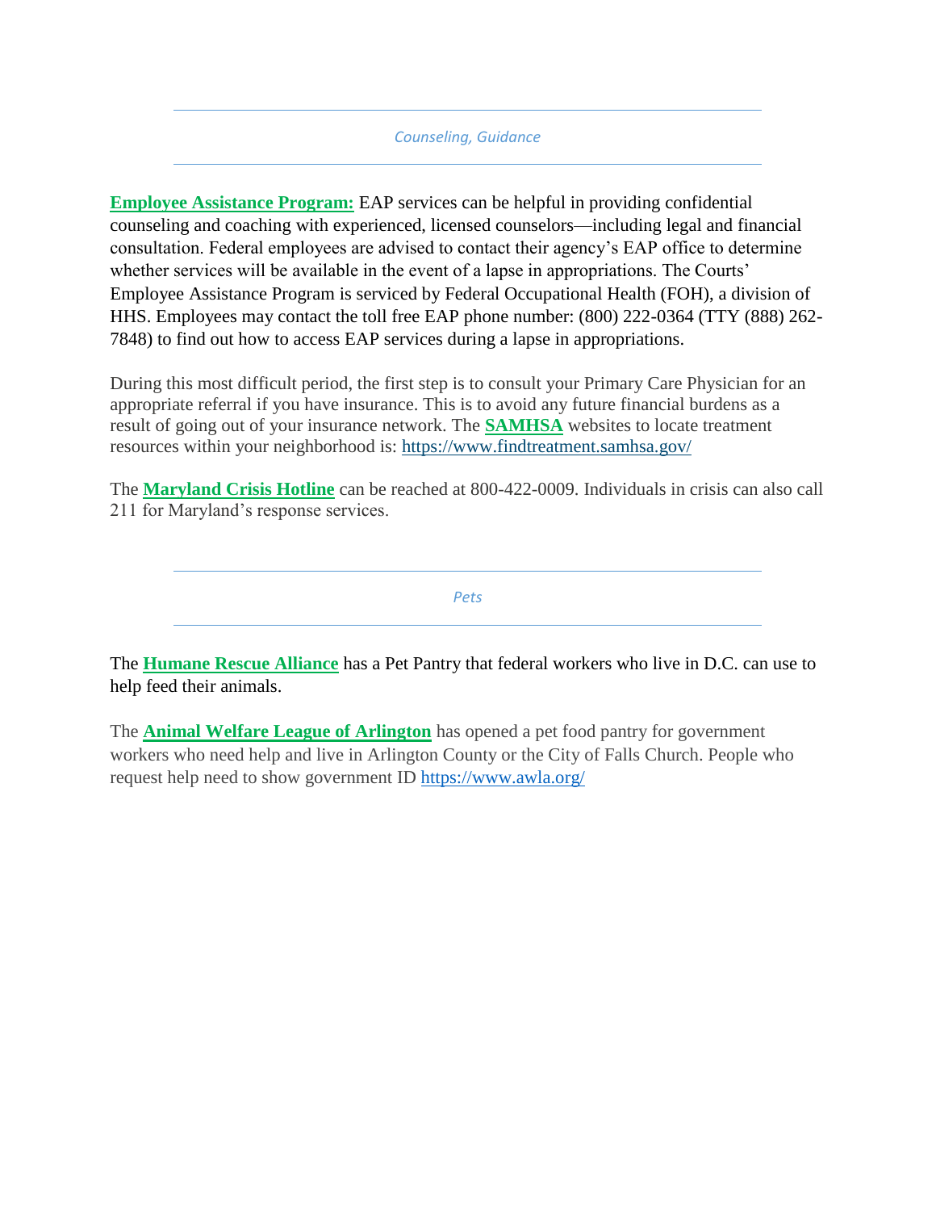*Counseling, Guidance*

**Employee Assistance Program:** EAP services can be helpful in providing confidential counseling and coaching with experienced, licensed counselors—including legal and financial consultation. Federal employees are advised to contact their agency's EAP office to determine whether services will be available in the event of a lapse in appropriations. The Courts' Employee Assistance Program is serviced by Federal Occupational Health (FOH), a division of HHS. Employees may contact the toll free EAP phone number: (800) 222-0364 (TTY (888) 262-7848) to find out how to access EAP services during a lapse in appropriations.

During this most difficult period, the first step is to consult your Primary Care Physician for an appropriate referral if you have insurance. This is to avoid any future financial burdens as a result of going out of your insurance network. The **SAMHSA** websites to locate treatment resources within your neighborhood is: https://www.findtreatment.samhsa.gov/

The **Maryland Crisis Hotline** can be reached at 800-422-0009. Individuals in crisis can also call 211 for Maryland's response services.

*Pets*

The **Humane Rescue Alliance** has a Pet Pantry that federal workers who live in D.C. can use to help feed their animals.

The **Animal Welfare League of Arlington** has opened a pet food pantry for government workers who need help and live in Arlington County or the City of Falls Church. People who request help need to show government ID https://www.awla.org/